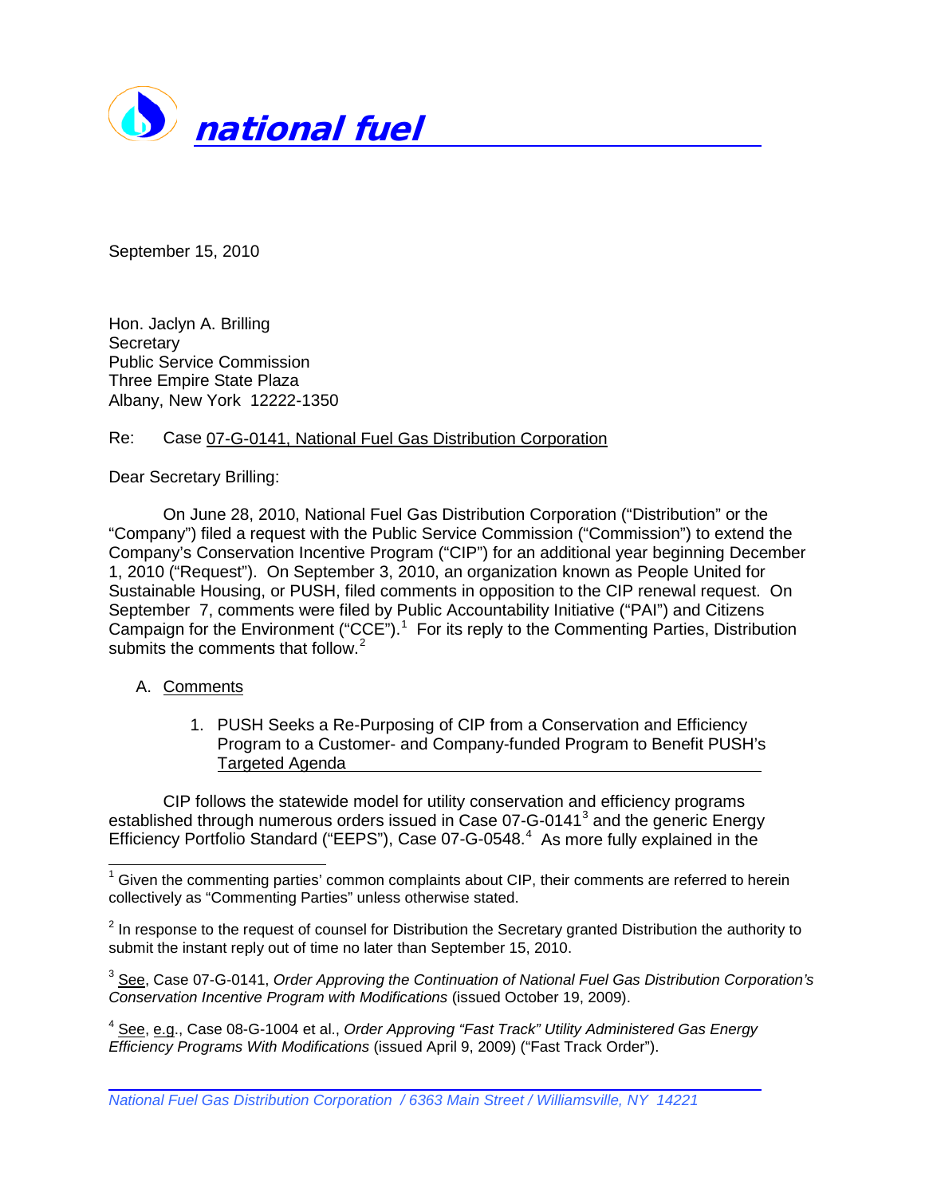**national fuel**

September 15, 2010

Hon. Jaclyn A. Brilling
Secretary
Public Service Commission
Three Empire State Plaza
Albany, New York 12222-1350

Re: Case 07-G-0141, National Fuel Gas Distribution Corporation

Dear Secretary Brilling:

On June 28, 2010, National Fuel Gas Distribution Corporation ("Distribution" or the "Company") filed a request with the Public Service Commission ("Commission") to extend the Company's Conservation Incentive Program ("CIP") for an additional year beginning December 1, 2010 ("Request"). On September 3, 2010, an organization known as People United for Sustainable Housing, or PUSH, filed comments in opposition to the CIP renewal request. On September 7, comments were filed by Public Accountability Initiative ("PAI") and Citizens Campaign for the Environment ("CCE").[1] For its reply to the Commenting Parties, Distribution submits the comments that follow.[2]

A. Comments

1. PUSH Seeks a Re-Purposing of CIP from a Conservation and Efficiency Program to a Customer- and Company-funded Program to Benefit PUSH's Targeted Agenda

CIP follows the statewide model for utility conservation and efficiency programs established through numerous orders issued in Case 07-G-0141[3] and the generic Energy Efficiency Portfolio Standard ("EEPS"), Case 07-G-0548.[4] As more fully explained in the

---

[1] Given the commenting parties' common complaints about CIP, their comments are referred to herein collectively as "Commenting Parties" unless otherwise stated.

[2] In response to the request of counsel for Distribution the Secretary granted Distribution the authority to submit the instant reply out of time no later than September 15, 2010.

[3] See, Case 07-G-0141, *Order Approving the Continuation of National Fuel Gas Distribution Corporation's Conservation Incentive Program with Modifications* (issued October 19, 2009).

[4] See, e.g., Case 08-G-1004 et al., *Order Approving "Fast Track" Utility Administered Gas Energy Efficiency Programs With Modifications* (issued April 9, 2009) ("Fast Track Order").

*National Fuel Gas Distribution Corporation / 6363 Main Street / Williamsville, NY 14221*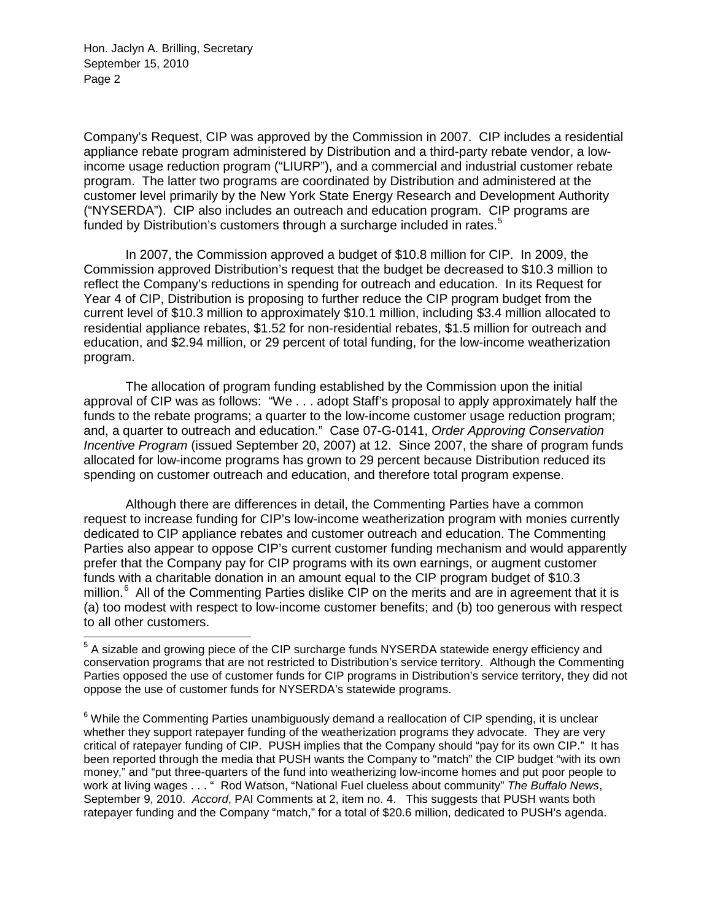Company's Request, CIP was approved by the Commission in 2007. CIP includes a residential appliance rebate program administered by Distribution and a third-party rebate vendor, a low-income usage reduction program ("LIURP"), and a commercial and industrial customer rebate program. The latter two programs are coordinated by Distribution and administered at the customer level primarily by the New York State Energy Research and Development Authority ("NYSERDA"). CIP also includes an outreach and education program. CIP programs are funded by Distribution's customers through a surcharge included in rates.[5]

In 2007, the Commission approved a budget of $10.8 million for CIP. In 2009, the Commission approved Distribution's request that the budget be decreased to $10.3 million to reflect the Company's reductions in spending for outreach and education. In its Request for Year 4 of CIP, Distribution is proposing to further reduce the CIP program budget from the current level of $10.3 million to approximately $10.1 million, including $3.4 million allocated to residential appliance rebates, $1.52 for non-residential rebates, $1.5 million for outreach and education, and $2.94 million, or 29 percent of total funding, for the low-income weatherization program.

The allocation of program funding established by the Commission upon the initial approval of CIP was as follows: "We . . . adopt Staff's proposal to apply approximately half the funds to the rebate programs; a quarter to the low-income customer usage reduction program; and, a quarter to outreach and education." Case 07-G-0141, *Order Approving Conservation Incentive Program* (issued September 20, 2007) at 12. Since 2007, the share of program funds allocated for low-income programs has grown to 29 percent because Distribution reduced its spending on customer outreach and education, and therefore total program expense.

Although there are differences in detail, the Commenting Parties have a common request to increase funding for CIP's low-income weatherization program with monies currently dedicated to CIP appliance rebates and customer outreach and education. The Commenting Parties also appear to oppose CIP's current customer funding mechanism and would apparently prefer that the Company pay for CIP programs with its own earnings, or augment customer funds with a charitable donation in an amount equal to the CIP program budget of $10.3 million.[6] All of the Commenting Parties dislike CIP on the merits and are in agreement that it is (a) too modest with respect to low-income customer benefits; and (b) too generous with respect to all other customers.

[5] A sizable and growing piece of the CIP surcharge funds NYSERDA statewide energy efficiency and conservation programs that are not restricted to Distribution's service territory. Although the Commenting Parties opposed the use of customer funds for CIP programs in Distribution's service territory, they did not oppose the use of customer funds for NYSERDA's statewide programs.

[6] While the Commenting Parties unambiguously demand a reallocation of CIP spending, it is unclear whether they support ratepayer funding of the weatherization programs they advocate. They are very critical of ratepayer funding of CIP. PUSH implies that the Company should "pay for its own CIP." It has been reported through the media that PUSH wants the Company to "match" the CIP budget "with its own money," and "put three-quarters of the fund into weatherizing low-income homes and put poor people to work at living wages . . . " Rod Watson, "National Fuel clueless about community" *The Buffalo News*, September 9, 2010. *Accord*, PAI Comments at 2, item no. 4. This suggests that PUSH wants both ratepayer funding and the Company "match," for a total of $20.6 million, dedicated to PUSH's agenda.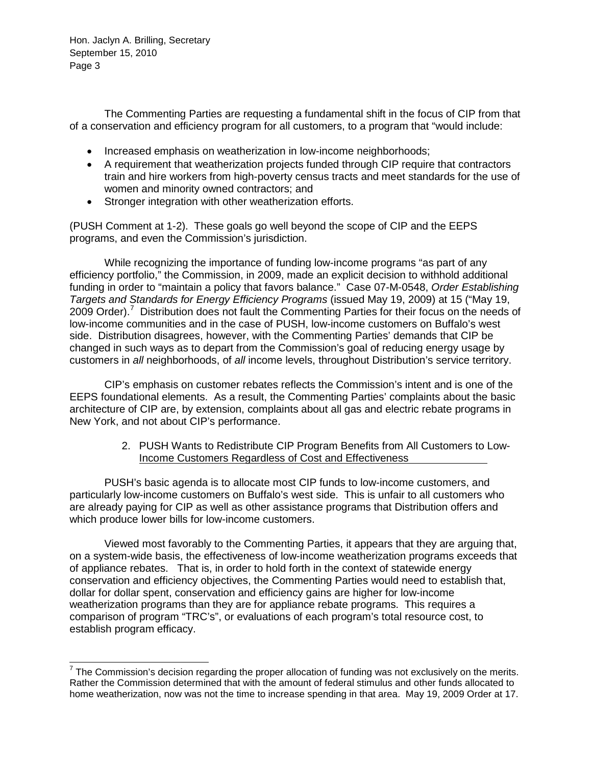The Commenting Parties are requesting a fundamental shift in the focus of CIP from that of a conservation and efficiency program for all customers, to a program that "would include:

- Increased emphasis on weatherization in low-income neighborhoods;
- A requirement that weatherization projects funded through CIP require that contractors train and hire workers from high-poverty census tracts and meet standards for the use of women and minority owned contractors; and
- Stronger integration with other weatherization efforts.

(PUSH Comment at 1-2). These goals go well beyond the scope of CIP and the EEPS programs, and even the Commission's jurisdiction.

While recognizing the importance of funding low-income programs "as part of any efficiency portfolio," the Commission, in 2009, made an explicit decision to withhold additional funding in order to "maintain a policy that favors balance." Case 07-M-0548, *Order Establishing Targets and Standards for Energy Efficiency Programs* (issued May 19, 2009) at 15 ("May 19, 2009 Order).[7] Distribution does not fault the Commenting Parties for their focus on the needs of low-income communities and in the case of PUSH, low-income customers on Buffalo's west side. Distribution disagrees, however, with the Commenting Parties' demands that CIP be changed in such ways as to depart from the Commission's goal of reducing energy usage by customers in *all* neighborhoods, of *all* income levels, throughout Distribution's service territory.

CIP's emphasis on customer rebates reflects the Commission's intent and is one of the EEPS foundational elements. As a result, the Commenting Parties' complaints about the basic architecture of CIP are, by extension, complaints about all gas and electric rebate programs in New York, and not about CIP's performance.

2. <u>PUSH Wants to Redistribute CIP Program Benefits from All Customers to Low-Income Customers Regardless of Cost and Effectiveness</u>

PUSH's basic agenda is to allocate most CIP funds to low-income customers, and particularly low-income customers on Buffalo's west side. This is unfair to all customers who are already paying for CIP as well as other assistance programs that Distribution offers and which produce lower bills for low-income customers.

Viewed most favorably to the Commenting Parties, it appears that they are arguing that, on a system-wide basis, the effectiveness of low-income weatherization programs exceeds that of appliance rebates. That is, in order to hold forth in the context of statewide energy conservation and efficiency objectives, the Commenting Parties would need to establish that, dollar for dollar spent, conservation and efficiency gains are higher for low-income weatherization programs than they are for appliance rebate programs. This requires a comparison of program "TRC's", or evaluations of each program's total resource cost, to establish program efficacy.

---

[7] The Commission's decision regarding the proper allocation of funding was not exclusively on the merits. Rather the Commission determined that with the amount of federal stimulus and other funds allocated to home weatherization, now was not the time to increase spending in that area. May 19, 2009 Order at 17.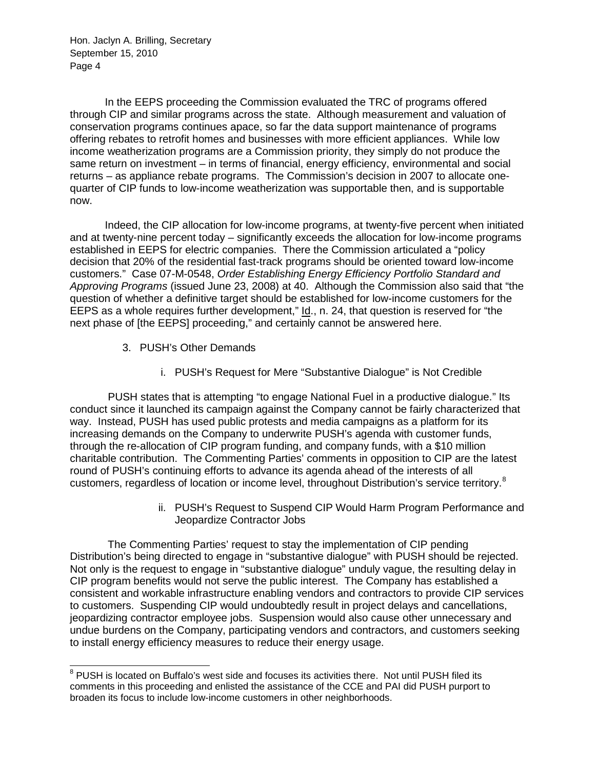In the EEPS proceeding the Commission evaluated the TRC of programs offered through CIP and similar programs across the state. Although measurement and valuation of conservation programs continues apace, so far the data support maintenance of programs offering rebates to retrofit homes and businesses with more efficient appliances. While low income weatherization programs are a Commission priority, they simply do not produce the same return on investment – in terms of financial, energy efficiency, environmental and social returns – as appliance rebate programs. The Commission's decision in 2007 to allocate one-quarter of CIP funds to low-income weatherization was supportable then, and is supportable now.

Indeed, the CIP allocation for low-income programs, at twenty-five percent when initiated and at twenty-nine percent today – significantly exceeds the allocation for low-income programs established in EEPS for electric companies. There the Commission articulated a "policy decision that 20% of the residential fast-track programs should be oriented toward low-income customers." Case 07-M-0548, *Order Establishing Energy Efficiency Portfolio Standard and Approving Programs* (issued June 23, 2008) at 40. Although the Commission also said that "the question of whether a definitive target should be established for low-income customers for the EEPS as a whole requires further development," Id., n. 24, that question is reserved for "the next phase of [the EEPS] proceeding," and certainly cannot be answered here.

3. PUSH's Other Demands

i. PUSH's Request for Mere "Substantive Dialogue" is Not Credible

PUSH states that is attempting "to engage National Fuel in a productive dialogue." Its conduct since it launched its campaign against the Company cannot be fairly characterized that way. Instead, PUSH has used public protests and media campaigns as a platform for its increasing demands on the Company to underwrite PUSH's agenda with customer funds, through the re-allocation of CIP program funding, and company funds, with a $10 million charitable contribution. The Commenting Parties' comments in opposition to CIP are the latest round of PUSH's continuing efforts to advance its agenda ahead of the interests of all customers, regardless of location or income level, throughout Distribution's service territory.[8]

ii. PUSH's Request to Suspend CIP Would Harm Program Performance and Jeopardize Contractor Jobs

The Commenting Parties' request to stay the implementation of CIP pending Distribution's being directed to engage in "substantive dialogue" with PUSH should be rejected. Not only is the request to engage in "substantive dialogue" unduly vague, the resulting delay in CIP program benefits would not serve the public interest. The Company has established a consistent and workable infrastructure enabling vendors and contractors to provide CIP services to customers. Suspending CIP would undoubtedly result in project delays and cancellations, jeopardizing contractor employee jobs. Suspension would also cause other unnecessary and undue burdens on the Company, participating vendors and contractors, and customers seeking to install energy efficiency measures to reduce their energy usage.

[8] PUSH is located on Buffalo's west side and focuses its activities there. Not until PUSH filed its comments in this proceeding and enlisted the assistance of the CCE and PAI did PUSH purport to broaden its focus to include low-income customers in other neighborhoods.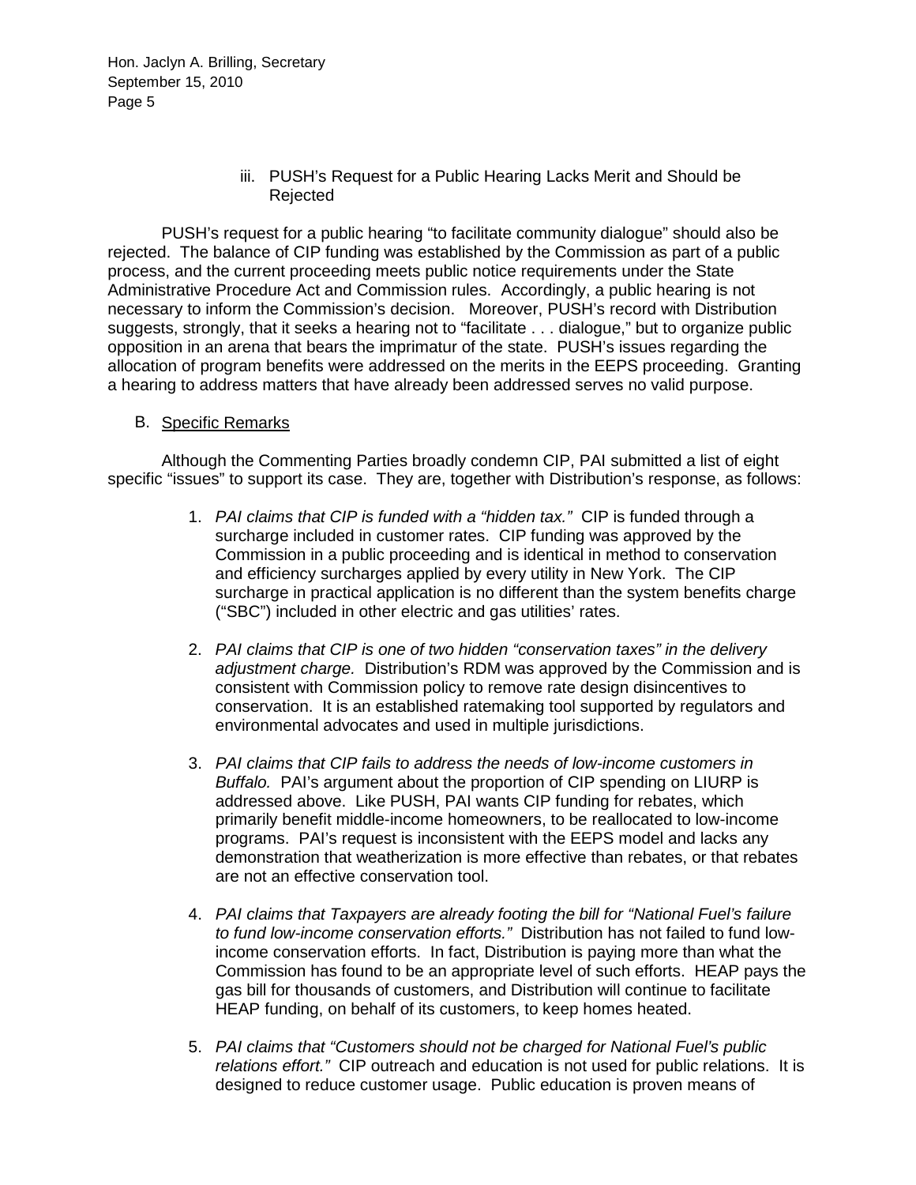iii. PUSH's Request for a Public Hearing Lacks Merit and Should be Rejected

PUSH's request for a public hearing "to facilitate community dialogue" should also be rejected. The balance of CIP funding was established by the Commission as part of a public process, and the current proceeding meets public notice requirements under the State Administrative Procedure Act and Commission rules. Accordingly, a public hearing is not necessary to inform the Commission's decision. Moreover, PUSH's record with Distribution suggests, strongly, that it seeks a hearing not to "facilitate . . . dialogue," but to organize public opposition in an arena that bears the imprimatur of the state. PUSH's issues regarding the allocation of program benefits were addressed on the merits in the EEPS proceeding. Granting a hearing to address matters that have already been addressed serves no valid purpose.

B. Specific Remarks

Although the Commenting Parties broadly condemn CIP, PAI submitted a list of eight specific "issues" to support its case. They are, together with Distribution's response, as follows:

1. *PAI claims that CIP is funded with a "hidden tax."* CIP is funded through a surcharge included in customer rates. CIP funding was approved by the Commission in a public proceeding and is identical in method to conservation and efficiency surcharges applied by every utility in New York. The CIP surcharge in practical application is no different than the system benefits charge ("SBC") included in other electric and gas utilities' rates.

2. *PAI claims that CIP is one of two hidden "conservation taxes" in the delivery adjustment charge.* Distribution's RDM was approved by the Commission and is consistent with Commission policy to remove rate design disincentives to conservation. It is an established ratemaking tool supported by regulators and environmental advocates and used in multiple jurisdictions.

3. *PAI claims that CIP fails to address the needs of low-income customers in Buffalo.* PAI's argument about the proportion of CIP spending on LIURP is addressed above. Like PUSH, PAI wants CIP funding for rebates, which primarily benefit middle-income homeowners, to be reallocated to low-income programs. PAI's request is inconsistent with the EEPS model and lacks any demonstration that weatherization is more effective than rebates, or that rebates are not an effective conservation tool.

4. *PAI claims that Taxpayers are already footing the bill for "National Fuel's failure to fund low-income conservation efforts."* Distribution has not failed to fund low-income conservation efforts. In fact, Distribution is paying more than what the Commission has found to be an appropriate level of such efforts. HEAP pays the gas bill for thousands of customers, and Distribution will continue to facilitate HEAP funding, on behalf of its customers, to keep homes heated.

5. *PAI claims that "Customers should not be charged for National Fuel's public relations effort."* CIP outreach and education is not used for public relations. It is designed to reduce customer usage. Public education is proven means of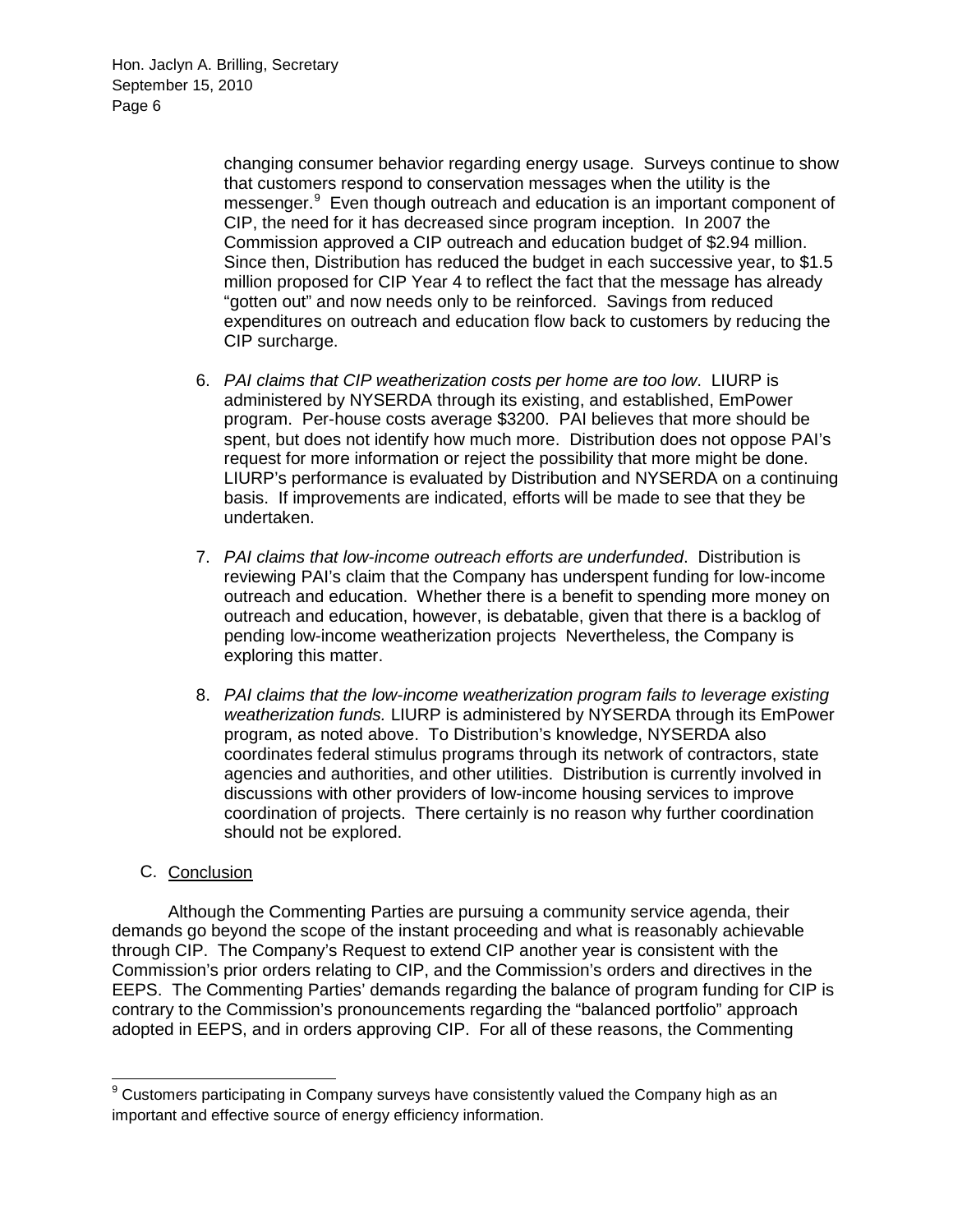changing consumer behavior regarding energy usage. Surveys continue to show that customers respond to conservation messages when the utility is the messenger.[9] Even though outreach and education is an important component of CIP, the need for it has decreased since program inception. In 2007 the Commission approved a CIP outreach and education budget of \$2.94 million. Since then, Distribution has reduced the budget in each successive year, to \$1.5 million proposed for CIP Year 4 to reflect the fact that the message has already "gotten out" and now needs only to be reinforced. Savings from reduced expenditures on outreach and education flow back to customers by reducing the CIP surcharge.

6. *PAI claims that CIP weatherization costs per home are too low*. LIURP is administered by NYSERDA through its existing, and established, EmPower program. Per-house costs average \$3200. PAI believes that more should be spent, but does not identify how much more. Distribution does not oppose PAI's request for more information or reject the possibility that more might be done. LIURP's performance is evaluated by Distribution and NYSERDA on a continuing basis. If improvements are indicated, efforts will be made to see that they be undertaken.

7. *PAI claims that low-income outreach efforts are underfunded*. Distribution is reviewing PAI's claim that the Company has underspent funding for low-income outreach and education. Whether there is a benefit to spending more money on outreach and education, however, is debatable, given that there is a backlog of pending low-income weatherization projects Nevertheless, the Company is exploring this matter.

8. *PAI claims that the low-income weatherization program fails to leverage existing weatherization funds.* LIURP is administered by NYSERDA through its EmPower program, as noted above. To Distribution's knowledge, NYSERDA also coordinates federal stimulus programs through its network of contractors, state agencies and authorities, and other utilities. Distribution is currently involved in discussions with other providers of low-income housing services to improve coordination of projects. There certainly is no reason why further coordination should not be explored.

## C. Conclusion

Although the Commenting Parties are pursuing a community service agenda, their demands go beyond the scope of the instant proceeding and what is reasonably achievable through CIP. The Company's Request to extend CIP another year is consistent with the Commission's prior orders relating to CIP, and the Commission's orders and directives in the EEPS. The Commenting Parties' demands regarding the balance of program funding for CIP is contrary to the Commission's pronouncements regarding the "balanced portfolio" approach adopted in EEPS, and in orders approving CIP. For all of these reasons, the Commenting

[9] Customers participating in Company surveys have consistently valued the Company high as an important and effective source of energy efficiency information.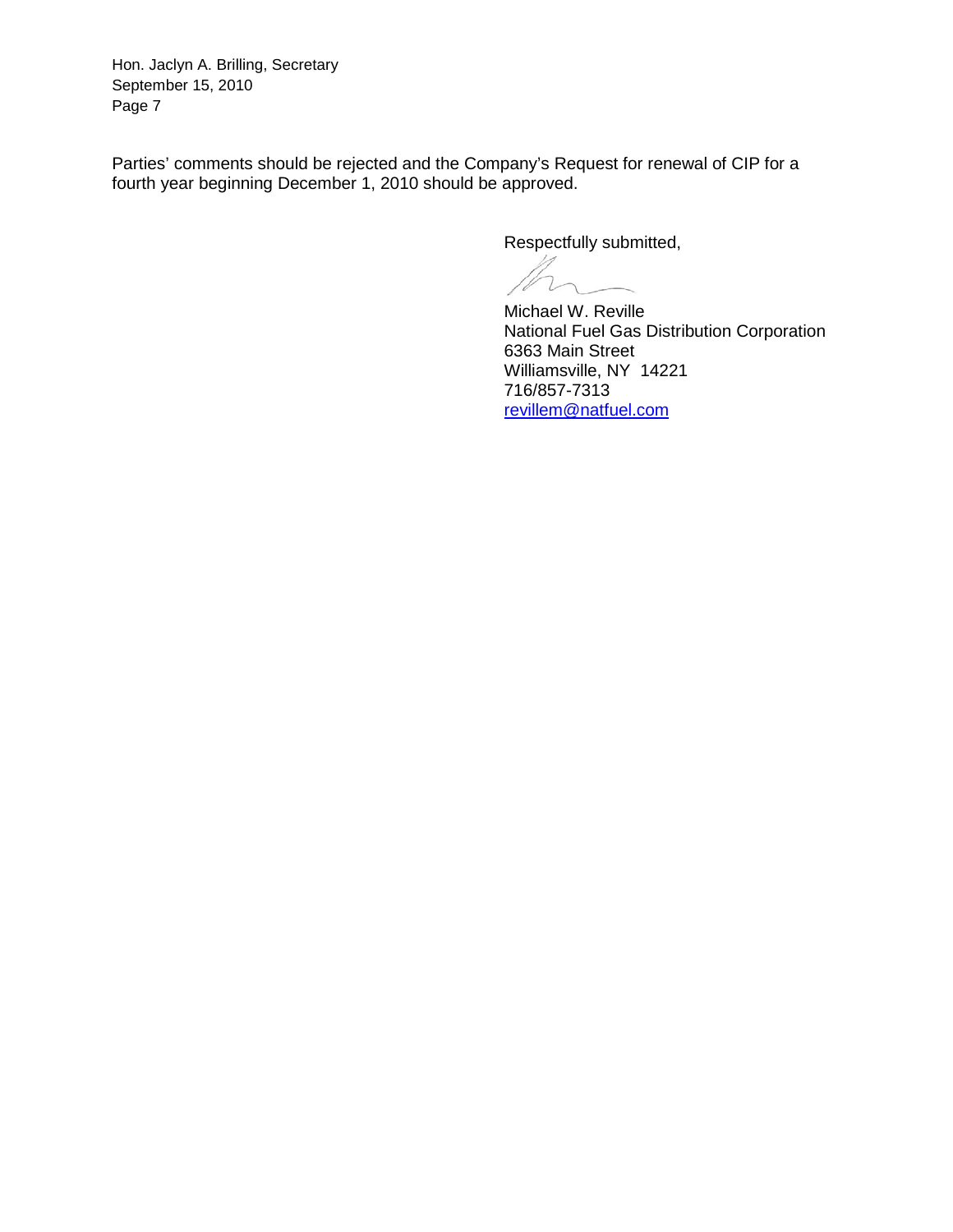Parties' comments should be rejected and the Company's Request for renewal of CIP for a fourth year beginning December 1, 2010 should be approved.

Respectfully submitted,

Michael W. Reville
National Fuel Gas Distribution Corporation
6363 Main Street
Williamsville, NY 14221
716/857-7313
revillem@natfuel.com